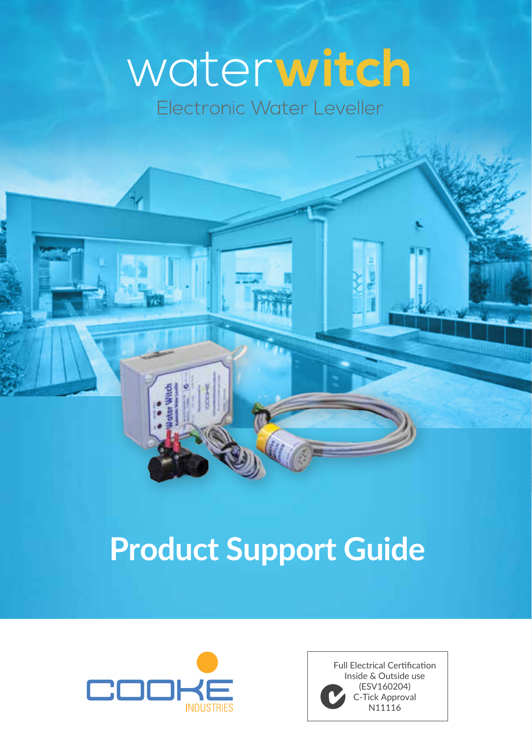# waterwitch

Electronic Water Leveller

# Product Support Guide

COOKE INDUSTRIES

Full Electrical Certification
Inside & Outside use
(ESV160204)
C-Tick Approval
N11116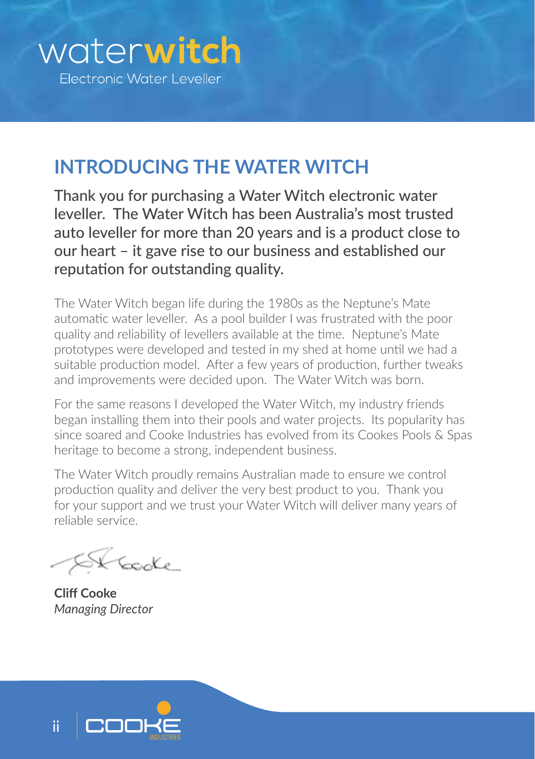waterwitch
Electronic Water Leveller

# INTRODUCING THE WATER WITCH

Thank you for purchasing a Water Witch electronic water leveller. The Water Witch has been Australia's most trusted auto leveller for more than 20 years and is a product close to our heart – it gave rise to our business and established our reputation for outstanding quality.

The Water Witch began life during the 1980s as the Neptune's Mate automatic water leveller. As a pool builder I was frustrated with the poor quality and reliability of levellers available at the time. Neptune's Mate prototypes were developed and tested in my shed at home until we had a suitable production model. After a few years of production, further tweaks and improvements were decided upon. The Water Witch was born.

For the same reasons I developed the Water Witch, my industry friends began installing them into their pools and water projects. Its popularity has since soared and Cooke Industries has evolved from its Cookes Pools & Spas heritage to become a strong, independent business.

The Water Witch proudly remains Australian made to ensure we control production quality and deliver the very best product to you. Thank you for your support and we trust your Water Witch will deliver many years of reliable service.

**Cliff Cooke**
*Managing Director*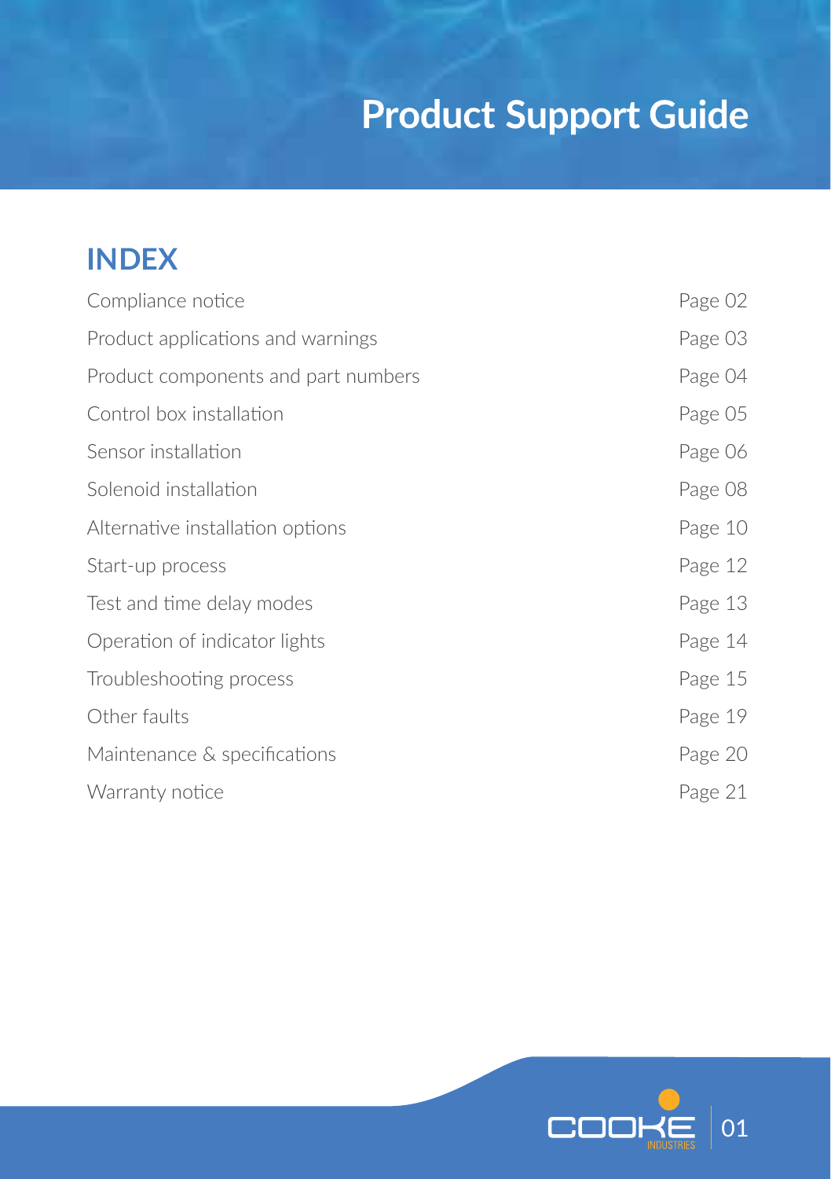# Product Support Guide

## INDEX

| | |
|---|---|
| Compliance notice | Page 02 |
| Product applications and warnings | Page 03 |
| Product components and part numbers | Page 04 |
| Control box installation | Page 05 |
| Sensor installation | Page 06 |
| Solenoid installation | Page 08 |
| Alternative installation options | Page 10 |
| Start-up process | Page 12 |
| Test and time delay modes | Page 13 |
| Operation of indicator lights | Page 14 |
| Troubleshooting process | Page 15 |
| Other faults | Page 19 |
| Maintenance & specifications | Page 20 |
| Warranty notice | Page 21 |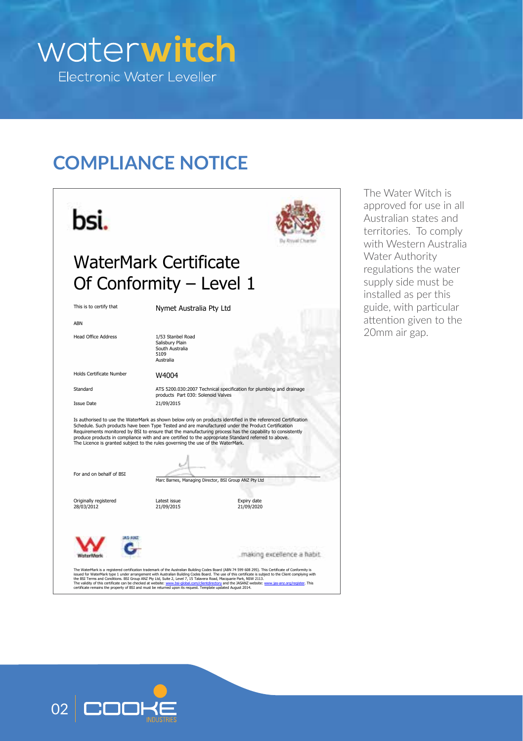# waterwitch

Electronic Water Leveller

## COMPLIANCE NOTICE

bsi.

By Royal Charter

# WaterMark Certificate Of Conformity – Level 1

| | |
|---|---|
| This is to certify that | Nymet Australia Pty Ltd |
| ABN | |
| Head Office Address | 1/53 Stanbel Road<br>Salisbury Plain<br>South Australia<br>5109<br>Australia |
| Holds Certificate Number | W4004 |
| Standard | ATS 5200.030:2007 Technical specification for plumbing and drainage products Part 030: Solenoid Valves |
| Issue Date | 21/09/2015 |

Is authorised to use the WaterMark as shown below only on products identified in the referenced Certification Schedule. Such products have been Type Tested and are manufactured under the Product Certification Requirements monitored by BSI to ensure that the manufacturing process has the capability to consistently produce products in compliance with and are certified to the appropriate Standard referred to above. The Licence is granted subject to the rules governing the use of the WaterMark.

For and on behalf of BSI

Marc Barnes, Managing Director, BSI Group ANZ Pty Ltd

| Originally registered | Latest issue | Expiry date |
|---|---|---|
| 28/03/2012 | 21/09/2015 | 21/09/2020 |

WaterMark JAS-ANZ

...making excellence a habit.

The WaterMark is a registered certification trademark of the Australian Building Codes Board (ABN 74 599 608 295). This Certificate of Conformity is issued for WaterMark type 1 under arrangement with Australian Building Codes Board. The use of this certificate is subject to the Client complying with the BSI Terms and Conditions. BSI Group ANZ Pty Ltd, Suite 2, Level 7, 15 Talavera Road, Macquarie Park, NSW 2113. The validity of this certificate can be checked at website: www.bsi-global.com/clientdirectory and the JASANZ website: www.jas-anz.org/register. This certificate remains the property of BSI and must be returned upon its request. Template updated August 2014.

The Water Witch is approved for use in all Australian states and territories. To comply with Western Australia Water Authority regulations the water supply side must be installed as per this guide, with particular attention given to the 20mm air gap.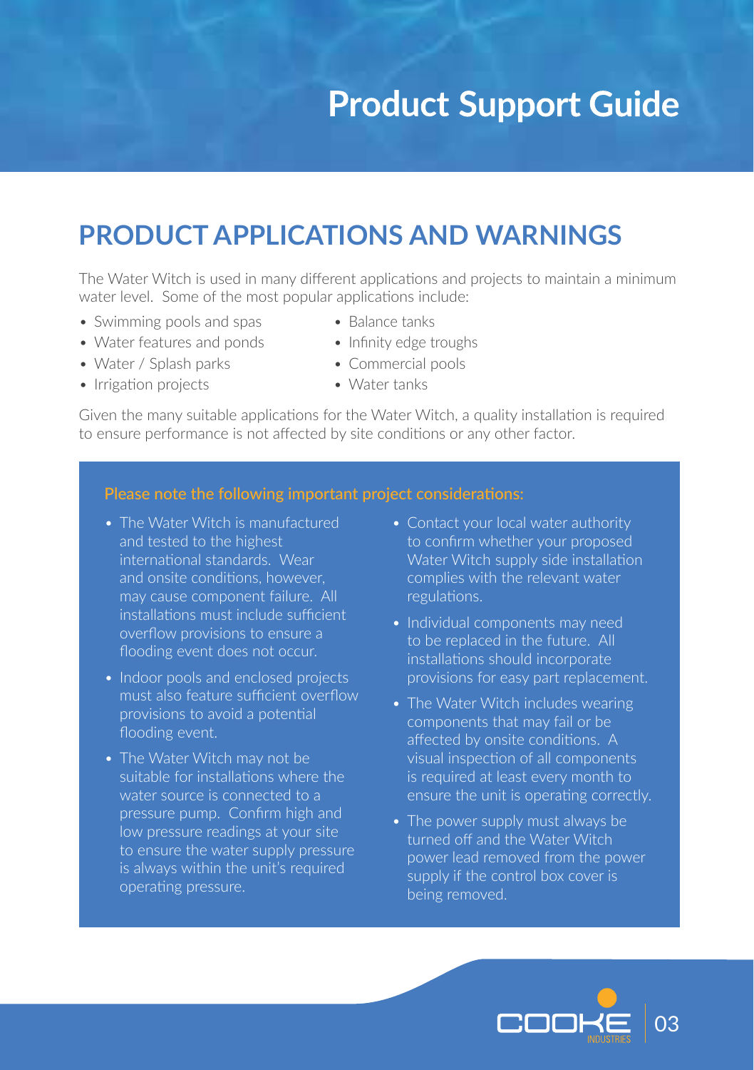# Product Support Guide

## PRODUCT APPLICATIONS AND WARNINGS

The Water Witch is used in many different applications and projects to maintain a minimum water level. Some of the most popular applications include:

- Swimming pools and spas
- Water features and ponds
- Water / Splash parks
- Irrigation projects
- Balance tanks
- Infinity edge troughs
- Commercial pools
- Water tanks

Given the many suitable applications for the Water Witch, a quality installation is required to ensure performance is not affected by site conditions or any other factor.

**Please note the following important project considerations:**

- The Water Witch is manufactured and tested to the highest international standards. Wear and onsite conditions, however, may cause component failure. All installations must include sufficient overflow provisions to ensure a flooding event does not occur.
- Indoor pools and enclosed projects must also feature sufficient overflow provisions to avoid a potential flooding event.
- The Water Witch may not be suitable for installations where the water source is connected to a pressure pump. Confirm high and low pressure readings at your site to ensure the water supply pressure is always within the unit's required operating pressure.
- Contact your local water authority to confirm whether your proposed Water Witch supply side installation complies with the relevant water regulations.
- Individual components may need to be replaced in the future. All installations should incorporate provisions for easy part replacement.
- The Water Witch includes wearing components that may fail or be affected by onsite conditions. A visual inspection of all components is required at least every month to ensure the unit is operating correctly.
- The power supply must always be turned off and the Water Witch power lead removed from the power supply if the control box cover is being removed.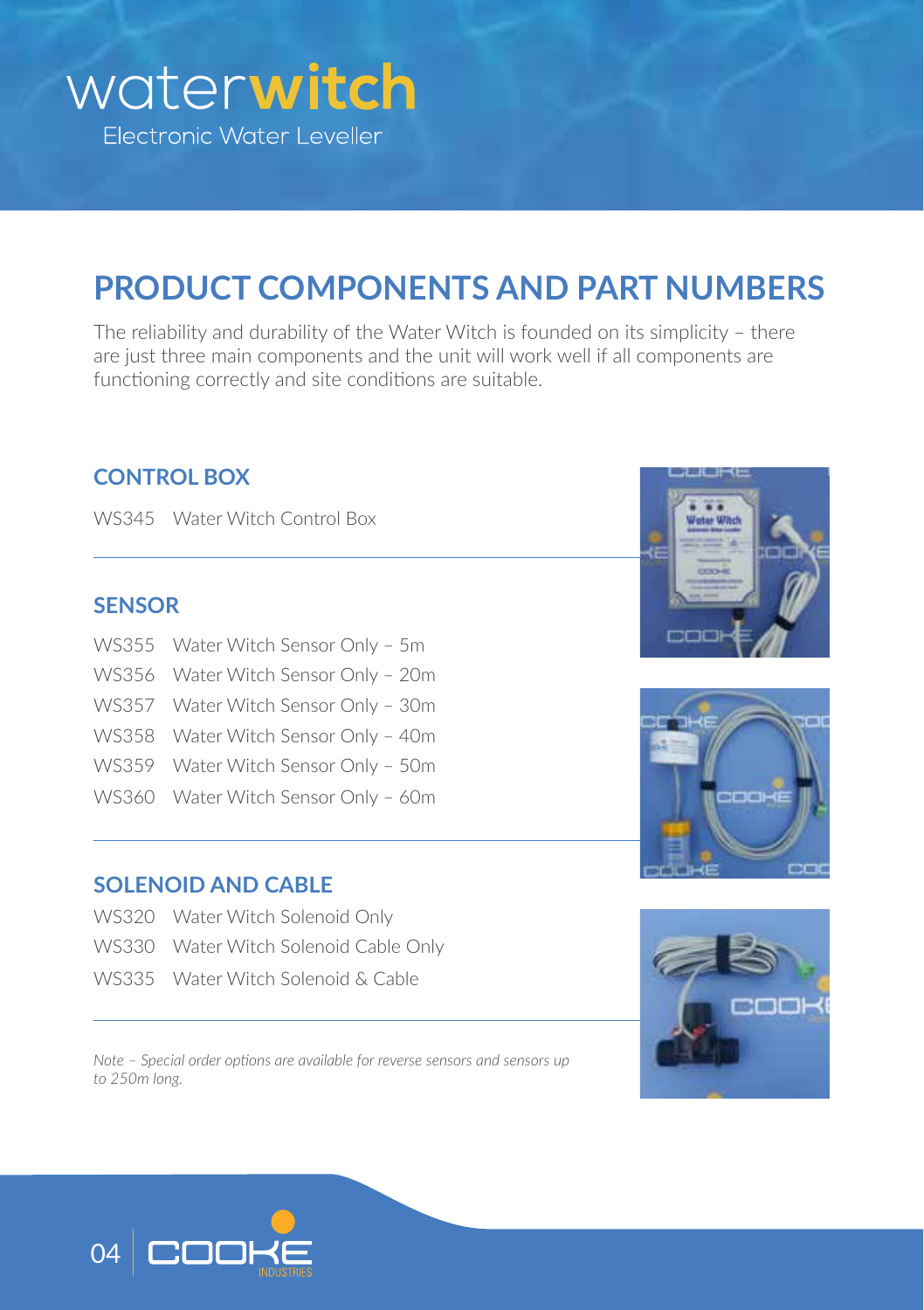# waterwitch

Electronic Water Leveller

## PRODUCT COMPONENTS AND PART NUMBERS

The reliability and durability of the Water Witch is founded on its simplicity – there are just three main components and the unit will work well if all components are functioning correctly and site conditions are suitable.

### CONTROL BOX

WS345 Water Witch Control Box

### SENSOR

WS355 Water Witch Sensor Only – 5m
WS356 Water Witch Sensor Only – 20m
WS357 Water Witch Sensor Only – 30m
WS358 Water Witch Sensor Only – 40m
WS359 Water Witch Sensor Only – 50m
WS360 Water Witch Sensor Only – 60m

### SOLENOID AND CABLE

WS320 Water Witch Solenoid Only
WS330 Water Witch Solenoid Cable Only
WS335 Water Witch Solenoid & Cable

*Note – Special order options are available for reverse sensors and sensors up to 250m long.*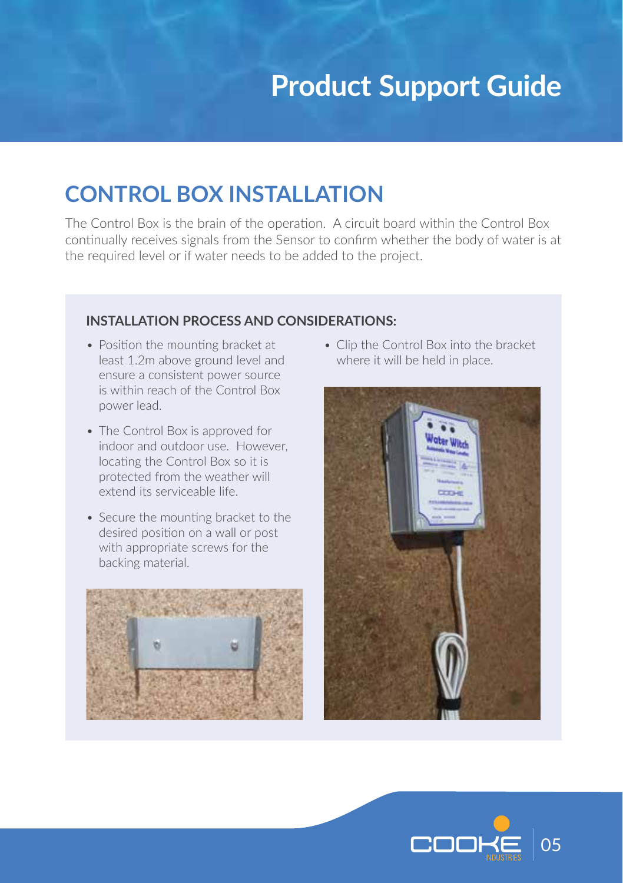## CONTROL BOX INSTALLATION

The Control Box is the brain of the operation. A circuit board within the Control Box continually receives signals from the Sensor to confirm whether the body of water is at the required level or if water needs to be added to the project.

**INSTALLATION PROCESS AND CONSIDERATIONS:**

- Position the mounting bracket at least 1.2m above ground level and ensure a consistent power source is within reach of the Control Box power lead.
- The Control Box is approved for indoor and outdoor use. However, locating the Control Box so it is protected from the weather will extend its serviceable life.
- Secure the mounting bracket to the desired position on a wall or post with appropriate screws for the backing material.
- Clip the Control Box into the bracket where it will be held in place.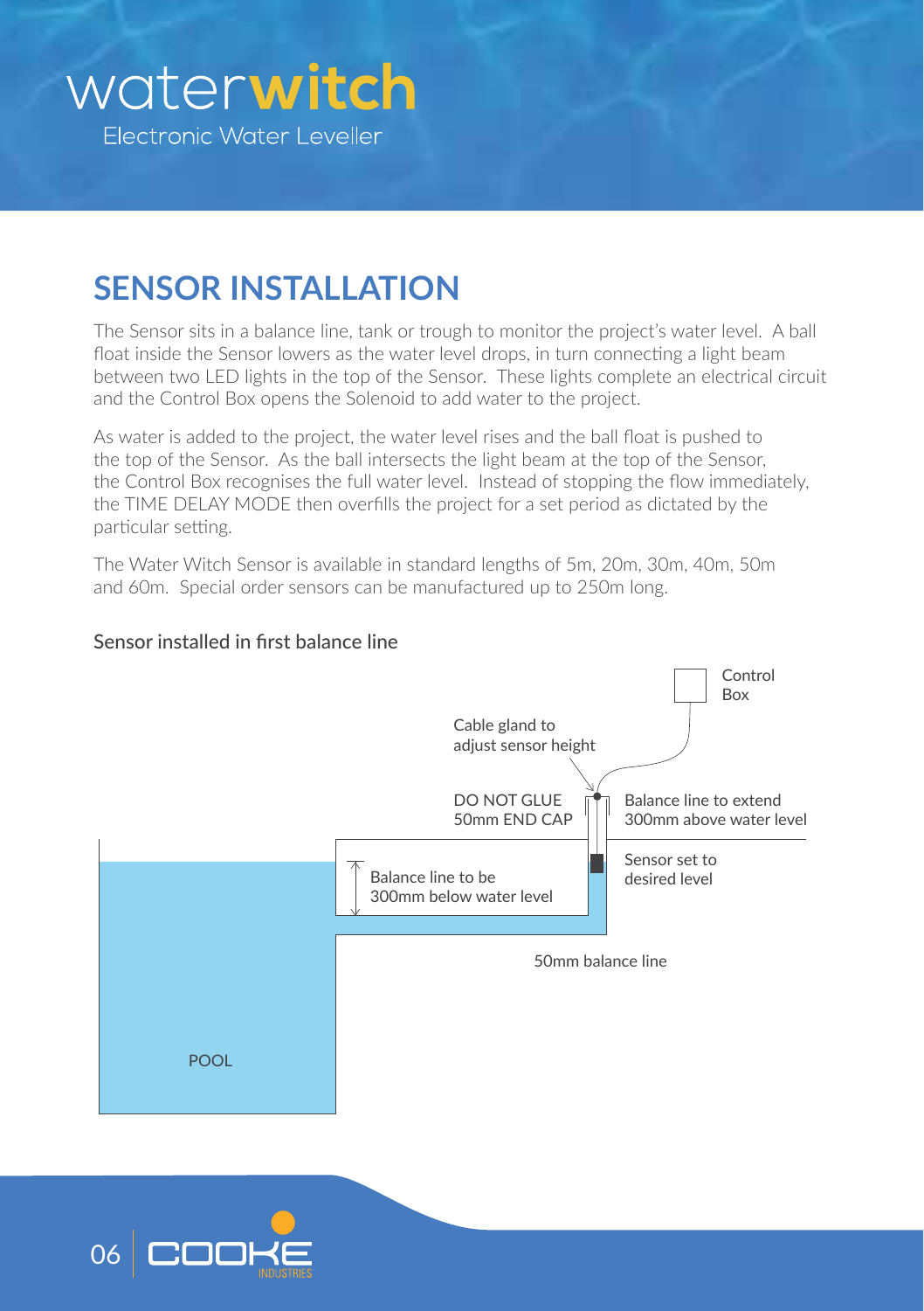# waterwitch

Electronic Water Leveller

## SENSOR INSTALLATION

The Sensor sits in a balance line, tank or trough to monitor the project's water level. A ball float inside the Sensor lowers as the water level drops, in turn connecting a light beam between two LED lights in the top of the Sensor. These lights complete an electrical circuit and the Control Box opens the Solenoid to add water to the project.

As water is added to the project, the water level rises and the ball float is pushed to the top of the Sensor. As the ball intersects the light beam at the top of the Sensor, the Control Box recognises the full water level. Instead of stopping the flow immediately, the TIME DELAY MODE then overfills the project for a set period as dictated by the particular setting.

The Water Witch Sensor is available in standard lengths of 5m, 20m, 30m, 40m, 50m and 60m. Special order sensors can be manufactured up to 250m long.

### Sensor installed in first balance line

Control Box

Cable gland to adjust sensor height

DO NOT GLUE 50mm END CAP

Balance line to extend 300mm above water level

Sensor set to desired level

Balance line to be 300mm below water level

50mm balance line

POOL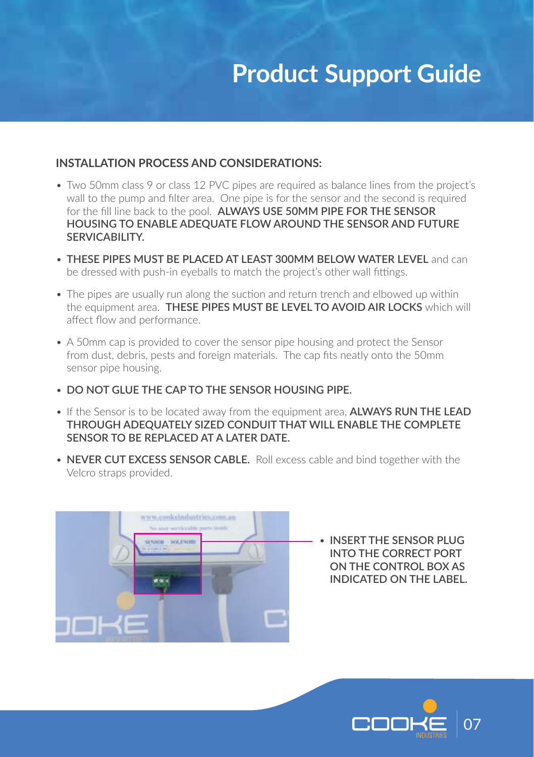# Product Support Guide

## INSTALLATION PROCESS AND CONSIDERATIONS:

- Two 50mm class 9 or class 12 PVC pipes are required as balance lines from the project's wall to the pump and filter area. One pipe is for the sensor and the second is required for the fill line back to the pool. **ALWAYS USE 50MM PIPE FOR THE SENSOR HOUSING TO ENABLE ADEQUATE FLOW AROUND THE SENSOR AND FUTURE SERVICABILITY.**
- **THESE PIPES MUST BE PLACED AT LEAST 300MM BELOW WATER LEVEL** and can be dressed with push-in eyeballs to match the project's other wall fittings.
- The pipes are usually run along the suction and return trench and elbowed up within the equipment area. **THESE PIPES MUST BE LEVEL TO AVOID AIR LOCKS** which will affect flow and performance.
- A 50mm cap is provided to cover the sensor pipe housing and protect the Sensor from dust, debris, pests and foreign materials. The cap fits neatly onto the 50mm sensor pipe housing.
- **DO NOT GLUE THE CAP TO THE SENSOR HOUSING PIPE.**
- If the Sensor is to be located away from the equipment area, **ALWAYS RUN THE LEAD THROUGH ADEQUATELY SIZED CONDUIT THAT WILL ENABLE THE COMPLETE SENSOR TO BE REPLACED AT A LATER DATE.**
- **NEVER CUT EXCESS SENSOR CABLE.** Roll excess cable and bind together with the Velcro straps provided.

- **INSERT THE SENSOR PLUG INTO THE CORRECT PORT ON THE CONTROL BOX AS INDICATED ON THE LABEL.**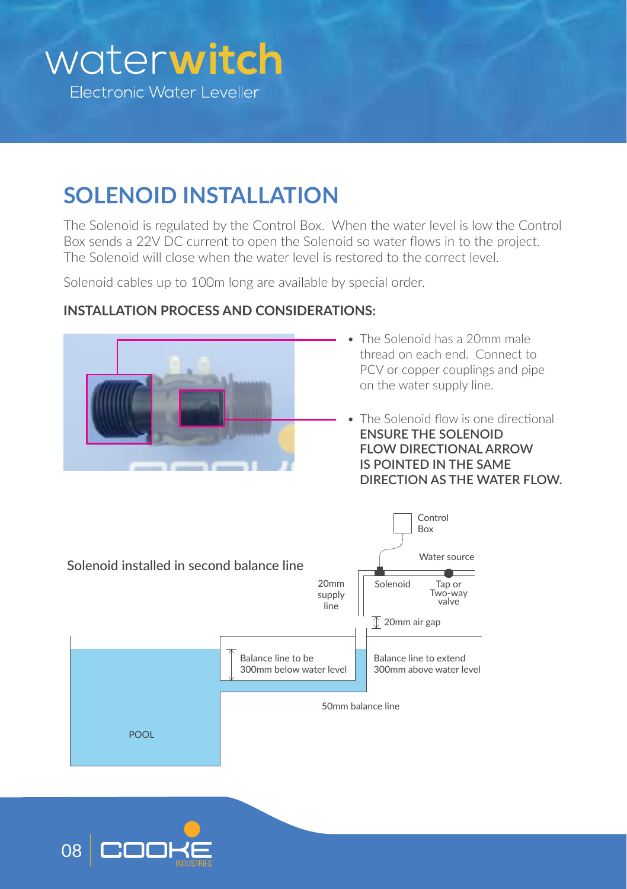# waterwitch

Electronic Water Leveller

## SOLENOID INSTALLATION

The Solenoid is regulated by the Control Box. When the water level is low the Control Box sends a 22V DC current to open the Solenoid so water flows in to the project. The Solenoid will close when the water level is restored to the correct level.

Solenoid cables up to 100m long are available by special order.

### INSTALLATION PROCESS AND CONSIDERATIONS:

- The Solenoid has a 20mm male thread on each end. Connect to PCV or copper couplings and pipe on the water supply line.
- The Solenoid flow is one directional **ENSURE THE SOLENOID FLOW DIRECTIONAL ARROW IS POINTED IN THE SAME DIRECTION AS THE WATER FLOW.**

Solenoid installed in second balance line

Control Box

Water source

20mm supply line

Solenoid

Tap or Two-way valve

20mm air gap

Balance line to be 300mm below water level

Balance line to extend 300mm above water level

50mm balance line

POOL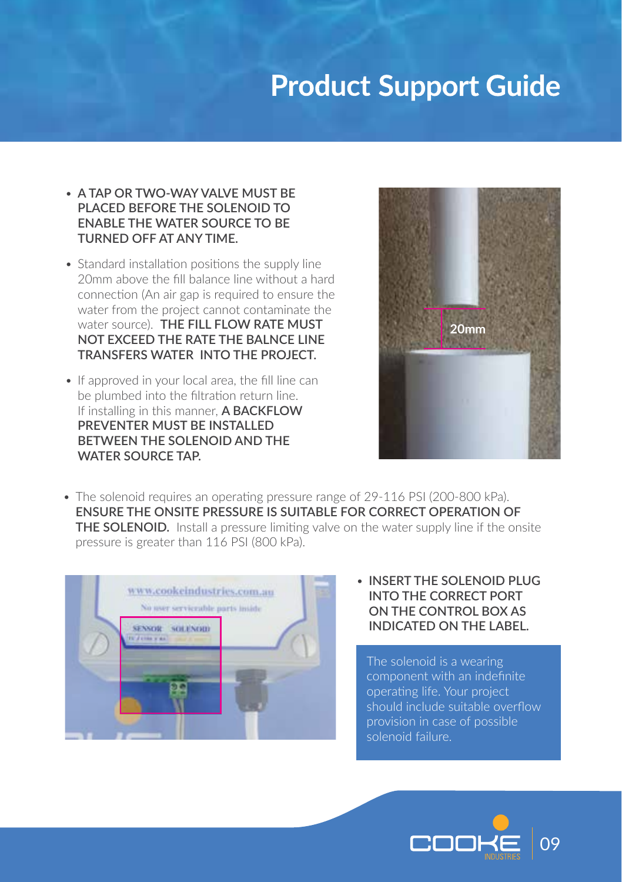# Product Support Guide

- **A TAP OR TWO-WAY VALVE MUST BE PLACED BEFORE THE SOLENOID TO ENABLE THE WATER SOURCE TO BE TURNED OFF AT ANY TIME.**
- Standard installation positions the supply line 20mm above the fill balance line without a hard connection (An air gap is required to ensure the water from the project cannot contaminate the water source). **THE FILL FLOW RATE MUST NOT EXCEED THE RATE THE BALNCE LINE TRANSFERS WATER INTO THE PROJECT.**
- If approved in your local area, the fill line can be plumbed into the filtration return line. If installing in this manner, **A BACKFLOW PREVENTER MUST BE INSTALLED BETWEEN THE SOLENOID AND THE WATER SOURCE TAP.**
- The solenoid requires an operating pressure range of 29-116 PSI (200-800 kPa). **ENSURE THE ONSITE PRESSURE IS SUITABLE FOR CORRECT OPERATION OF THE SOLENOID.** Install a pressure limiting valve on the water supply line if the onsite pressure is greater than 116 PSI (800 kPa).
- **INSERT THE SOLENOID PLUG INTO THE CORRECT PORT ON THE CONTROL BOX AS INDICATED ON THE LABEL.**

The solenoid is a wearing component with an indefinite operating life. Your project should include suitable overflow provision in case of possible solenoid failure.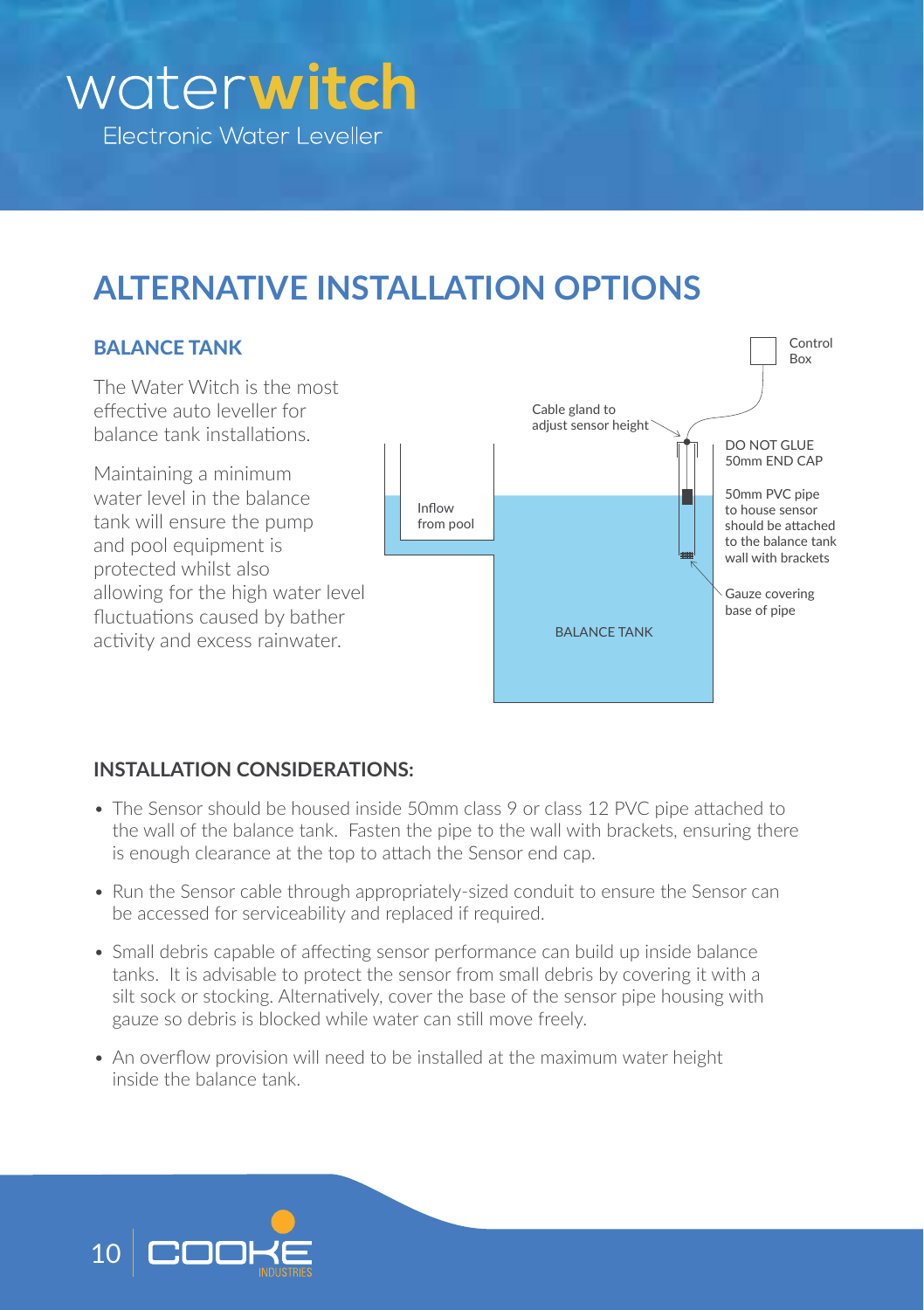# ALTERNATIVE INSTALLATION OPTIONS

## BALANCE TANK

The Water Witch is the most effective auto leveller for balance tank installations.

Maintaining a minimum water level in the balance tank will ensure the pump and pool equipment is protected whilst also allowing for the high water level fluctuations caused by bather activity and excess rainwater.

Control Box

Cable gland to adjust sensor height

DO NOT GLUE 50mm END CAP

50mm PVC pipe to house sensor should be attached to the balance tank wall with brackets

Inflow from pool

Gauze covering base of pipe

BALANCE TANK

## INSTALLATION CONSIDERATIONS:

- The Sensor should be housed inside 50mm class 9 or class 12 PVC pipe attached to the wall of the balance tank. Fasten the pipe to the wall with brackets, ensuring there is enough clearance at the top to attach the Sensor end cap.
- Run the Sensor cable through appropriately-sized conduit to ensure the Sensor can be accessed for serviceability and replaced if required.
- Small debris capable of affecting sensor performance can build up inside balance tanks. It is advisable to protect the sensor from small debris by covering it with a silt sock or stocking. Alternatively, cover the base of the sensor pipe housing with gauze so debris is blocked while water can still move freely.
- An overflow provision will need to be installed at the maximum water height inside the balance tank.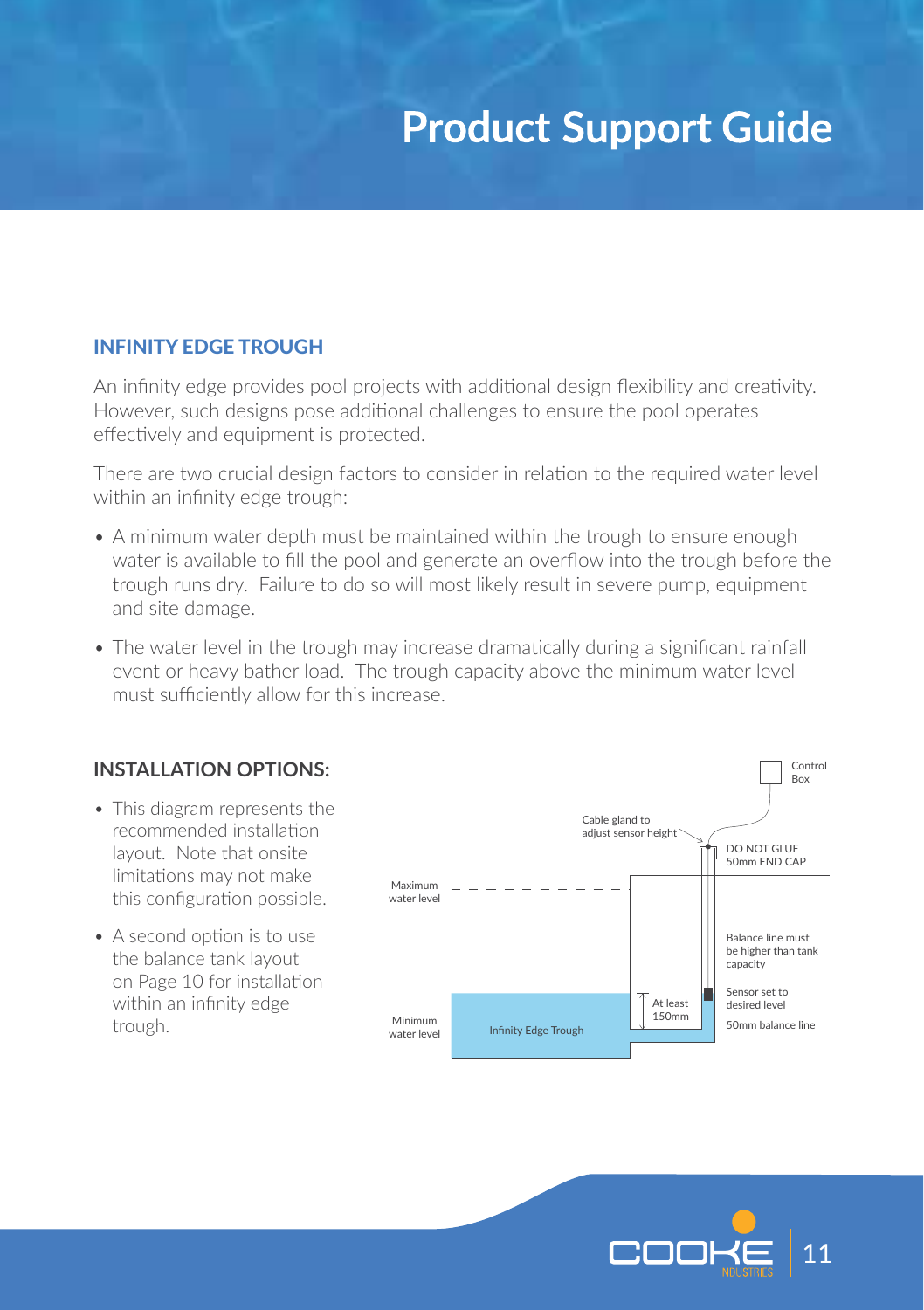# Product Support Guide

### INFINITY EDGE TROUGH

An infinity edge provides pool projects with additional design flexibility and creativity. However, such designs pose additional challenges to ensure the pool operates effectively and equipment is protected.

There are two crucial design factors to consider in relation to the required water level within an infinity edge trough:

- A minimum water depth must be maintained within the trough to ensure enough water is available to fill the pool and generate an overflow into the trough before the trough runs dry. Failure to do so will most likely result in severe pump, equipment and site damage.
- The water level in the trough may increase dramatically during a significant rainfall event or heavy bather load. The trough capacity above the minimum water level must sufficiently allow for this increase.

### INSTALLATION OPTIONS:

- This diagram represents the recommended installation layout. Note that onsite limitations may not make this configuration possible.
- A second option is to use the balance tank layout on Page 10 for installation within an infinity edge trough.

Control Box

Cable gland to adjust sensor height

DO NOT GLUE 50mm END CAP

Maximum water level

Balance line must be higher than tank capacity

Sensor set to desired level

At least 150mm

Minimum water level

Infinity Edge Trough

50mm balance line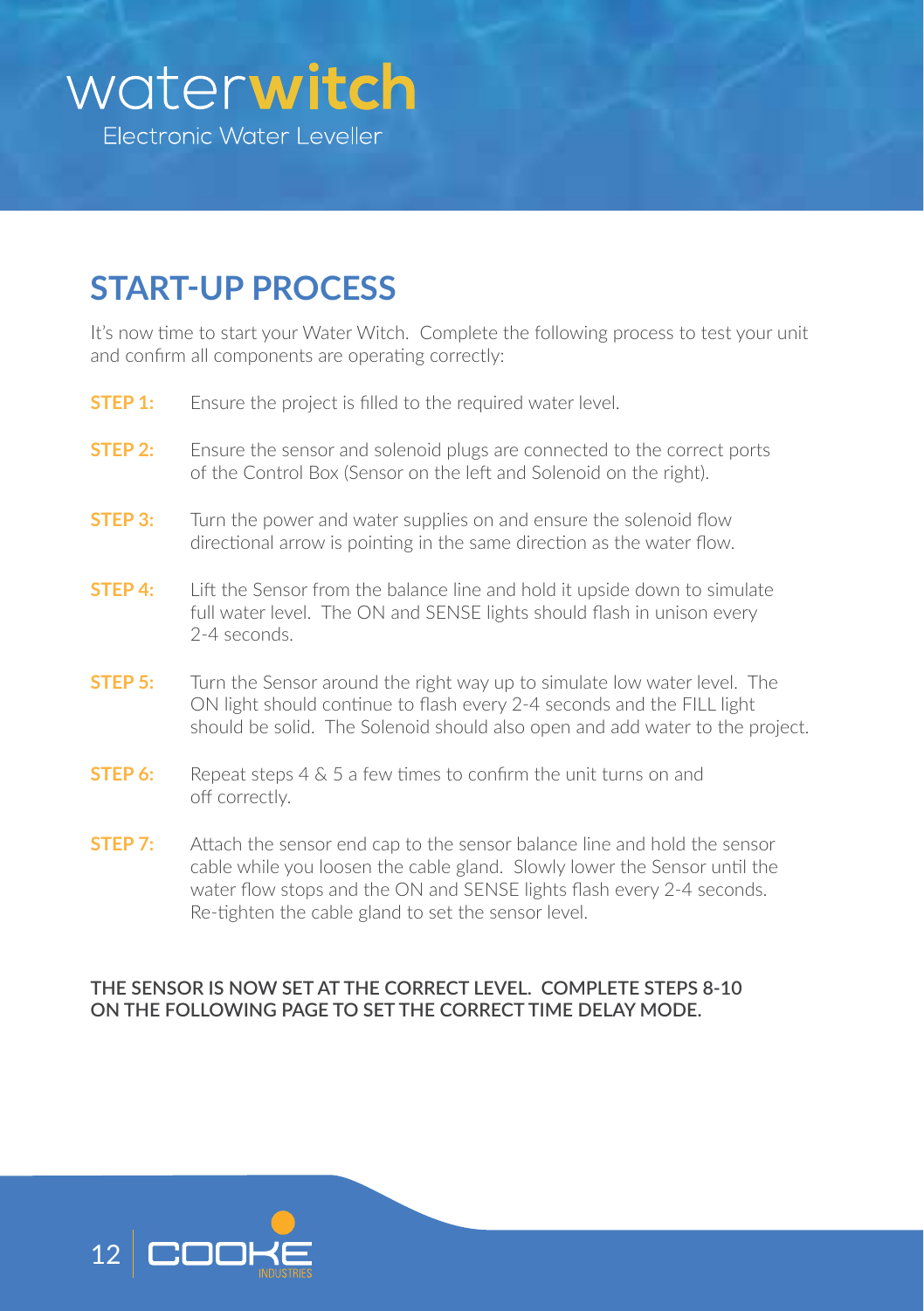waterwitch
Electronic Water Leveller

## START-UP PROCESS

It's now time to start your Water Witch. Complete the following process to test your unit and confirm all components are operating correctly:

**STEP 1:** Ensure the project is filled to the required water level.

**STEP 2:** Ensure the sensor and solenoid plugs are connected to the correct ports of the Control Box (Sensor on the left and Solenoid on the right).

**STEP 3:** Turn the power and water supplies on and ensure the solenoid flow directional arrow is pointing in the same direction as the water flow.

**STEP 4:** Lift the Sensor from the balance line and hold it upside down to simulate full water level. The ON and SENSE lights should flash in unison every 2-4 seconds.

**STEP 5:** Turn the Sensor around the right way up to simulate low water level. The ON light should continue to flash every 2-4 seconds and the FILL light should be solid. The Solenoid should also open and add water to the project.

**STEP 6:** Repeat steps 4 & 5 a few times to confirm the unit turns on and off correctly.

**STEP 7:** Attach the sensor end cap to the sensor balance line and hold the sensor cable while you loosen the cable gland. Slowly lower the Sensor until the water flow stops and the ON and SENSE lights flash every 2-4 seconds. Re-tighten the cable gland to set the sensor level.

**THE SENSOR IS NOW SET AT THE CORRECT LEVEL. COMPLETE STEPS 8-10 ON THE FOLLOWING PAGE TO SET THE CORRECT TIME DELAY MODE.**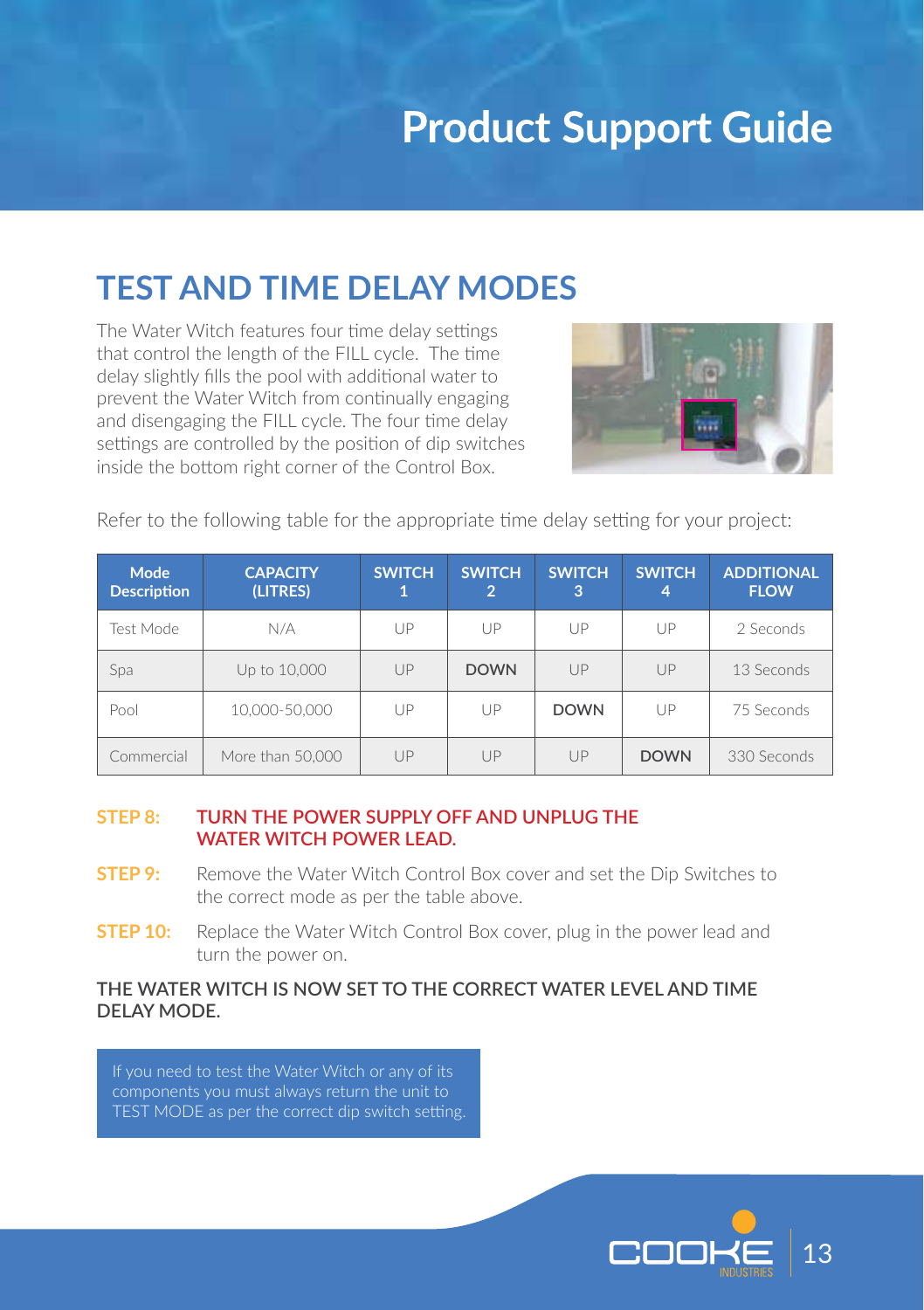# Product Support Guide

## TEST AND TIME DELAY MODES

The Water Witch features four time delay settings that control the length of the FILL cycle. The time delay slightly fills the pool with additional water to prevent the Water Witch from continually engaging and disengaging the FILL cycle. The four time delay settings are controlled by the position of dip switches inside the bottom right corner of the Control Box.

Refer to the following table for the appropriate time delay setting for your project:

| Mode Description | CAPACITY (LITRES) | SWITCH 1 | SWITCH 2 | SWITCH 3 | SWITCH 4 | ADDITIONAL FLOW |
|---|---|---|---|---|---|---|
| Test Mode | N/A | UP | UP | UP | UP | 2 Seconds |
| Spa | Up to 10,000 | UP | **DOWN** | UP | UP | 13 Seconds |
| Pool | 10,000-50,000 | UP | UP | **DOWN** | UP | 75 Seconds |
| Commercial | More than 50,000 | UP | UP | UP | **DOWN** | 330 Seconds |

**STEP 8:** **TURN THE POWER SUPPLY OFF AND UNPLUG THE WATER WITCH POWER LEAD.**

**STEP 9:** Remove the Water Witch Control Box cover and set the Dip Switches to the correct mode as per the table above.

**STEP 10:** Replace the Water Witch Control Box cover, plug in the power lead and turn the power on.

**THE WATER WITCH IS NOW SET TO THE CORRECT WATER LEVEL AND TIME DELAY MODE.**

If you need to test the Water Witch or any of its components you must always return the unit to TEST MODE as per the correct dip switch setting.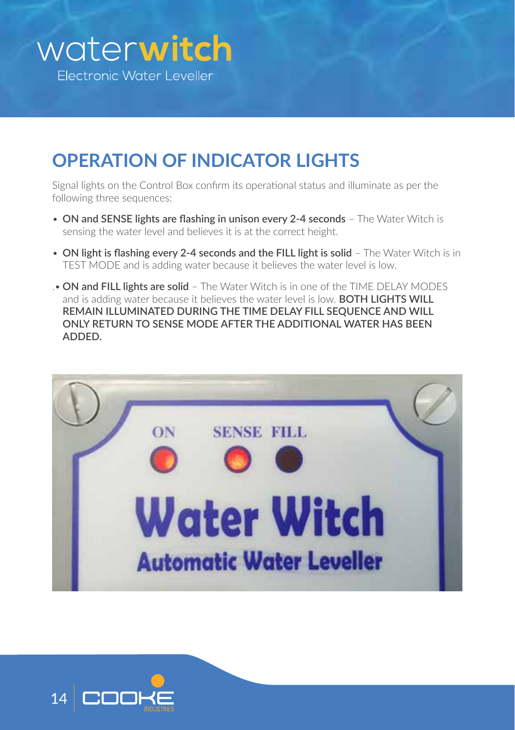## OPERATION OF INDICATOR LIGHTS

Signal lights on the Control Box confirm its operational status and illuminate as per the following three sequences:

- **ON and SENSE lights are flashing in unison every 2-4 seconds** – The Water Witch is sensing the water level and believes it is at the correct height.
- **ON light is flashing every 2-4 seconds and the FILL light is solid** – The Water Witch is in TEST MODE and is adding water because it believes the water level is low.
- **ON and FILL lights are solid** – The Water Witch is in one of the TIME DELAY MODES and is adding water because it believes the water level is low. **BOTH LIGHTS WILL REMAIN ILLUMINATED DURING THE TIME DELAY FILL SEQUENCE AND WILL ONLY RETURN TO SENSE MODE AFTER THE ADDITIONAL WATER HAS BEEN ADDED.**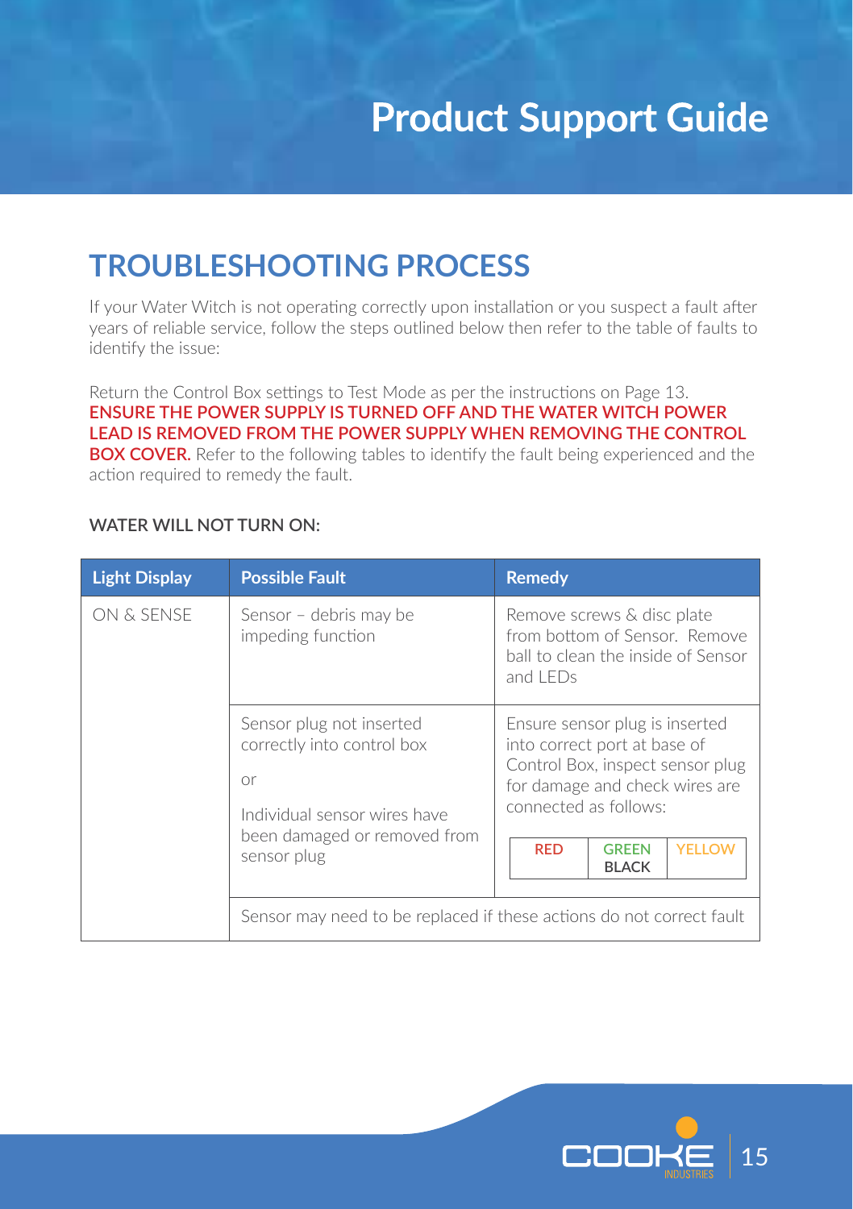# Product Support Guide

## TROUBLESHOOTING PROCESS

If your Water Witch is not operating correctly upon installation or you suspect a fault after years of reliable service, follow the steps outlined below then refer to the table of faults to identify the issue:

Return the Control Box settings to Test Mode as per the instructions on Page 13. **ENSURE THE POWER SUPPLY IS TURNED OFF AND THE WATER WITCH POWER LEAD IS REMOVED FROM THE POWER SUPPLY WHEN REMOVING THE CONTROL BOX COVER.** Refer to the following tables to identify the fault being experienced and the action required to remedy the fault.

**WATER WILL NOT TURN ON:**

| Light Display | Possible Fault | Remedy |
|---|---|---|
| ON & SENSE | Sensor – debris may be impeding function | Remove screws & disc plate from bottom of Sensor. Remove ball to clean the inside of Sensor and LEDs |
| | Sensor plug not inserted correctly into control box<br>or<br>Individual sensor wires have been damaged or removed from sensor plug | Ensure sensor plug is inserted into correct port at base of Control Box, inspect sensor plug for damage and check wires are connected as follows:<br>RED \| GREEN BLACK \| YELLOW |
| | Sensor may need to be replaced if these actions do not correct fault | |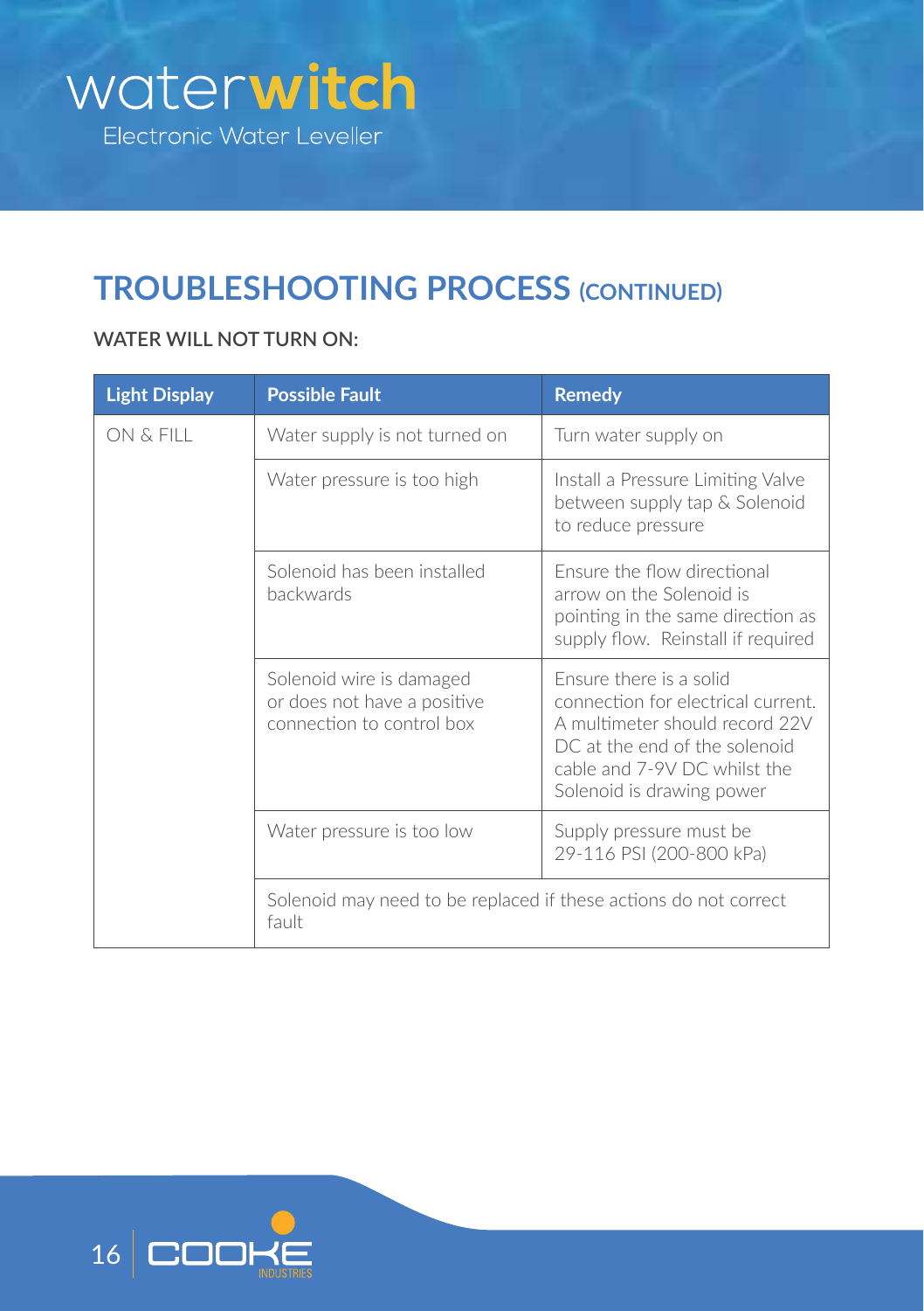## TROUBLESHOOTING PROCESS (CONTINUED)

**WATER WILL NOT TURN ON:**

| Light Display | Possible Fault | Remedy |
|---|---|---|
| ON & FILL | Water supply is not turned on | Turn water supply on |
| | Water pressure is too high | Install a Pressure Limiting Valve between supply tap & Solenoid to reduce pressure |
| | Solenoid has been installed backwards | Ensure the flow directional arrow on the Solenoid is pointing in the same direction as supply flow. Reinstall if required |
| | Solenoid wire is damaged or does not have a positive connection to control box | Ensure there is a solid connection for electrical current. A multimeter should record 22V DC at the end of the solenoid cable and 7-9V DC whilst the Solenoid is drawing power |
| | Water pressure is too low | Supply pressure must be 29-116 PSI (200-800 kPa) |
| | Solenoid may need to be replaced if these actions do not correct fault | |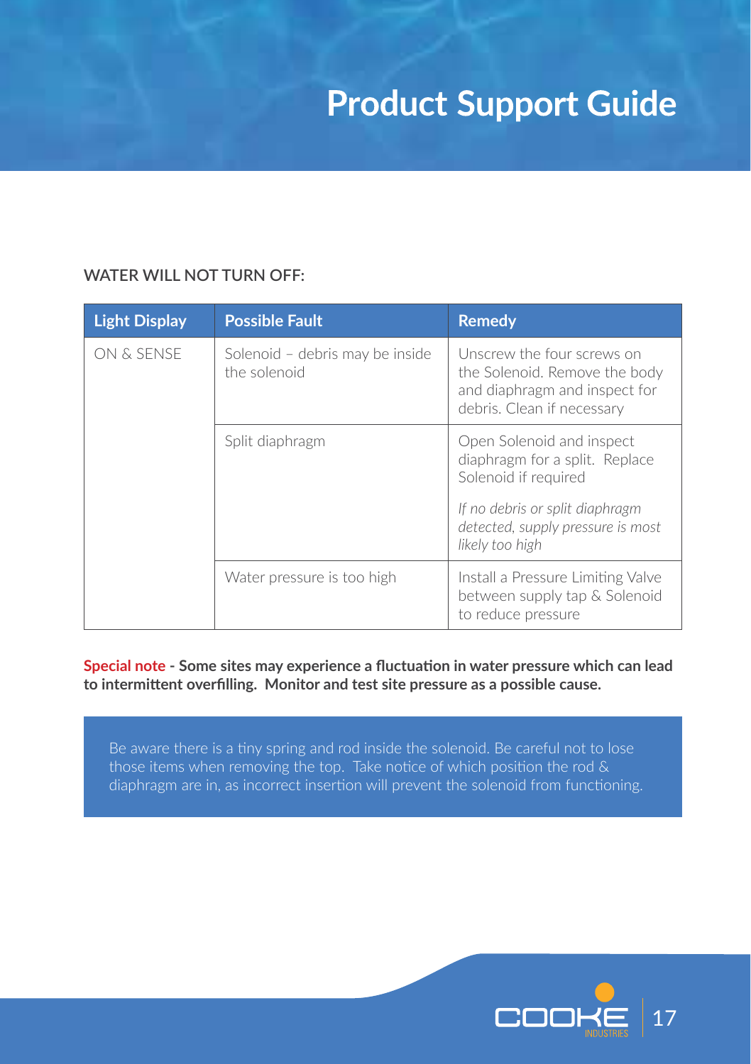### WATER WILL NOT TURN OFF:

| Light Display | Possible Fault | Remedy |
| --- | --- | --- |
| ON & SENSE | Solenoid – debris may be inside the solenoid | Unscrew the four screws on the Solenoid. Remove the body and diaphragm and inspect for debris. Clean if necessary |
| | Split diaphragm | Open Solenoid and inspect diaphragm for a split. Replace Solenoid if required<br><br>*If no debris or split diaphragm detected, supply pressure is most likely too high* |
| | Water pressure is too high | Install a Pressure Limiting Valve between supply tap & Solenoid to reduce pressure |

**Special note - Some sites may experience a fluctuation in water pressure which can lead to intermittent overfilling. Monitor and test site pressure as a possible cause.**

Be aware there is a tiny spring and rod inside the solenoid. Be careful not to lose those items when removing the top. Take notice of which position the rod & diaphragm are in, as incorrect insertion will prevent the solenoid from functioning.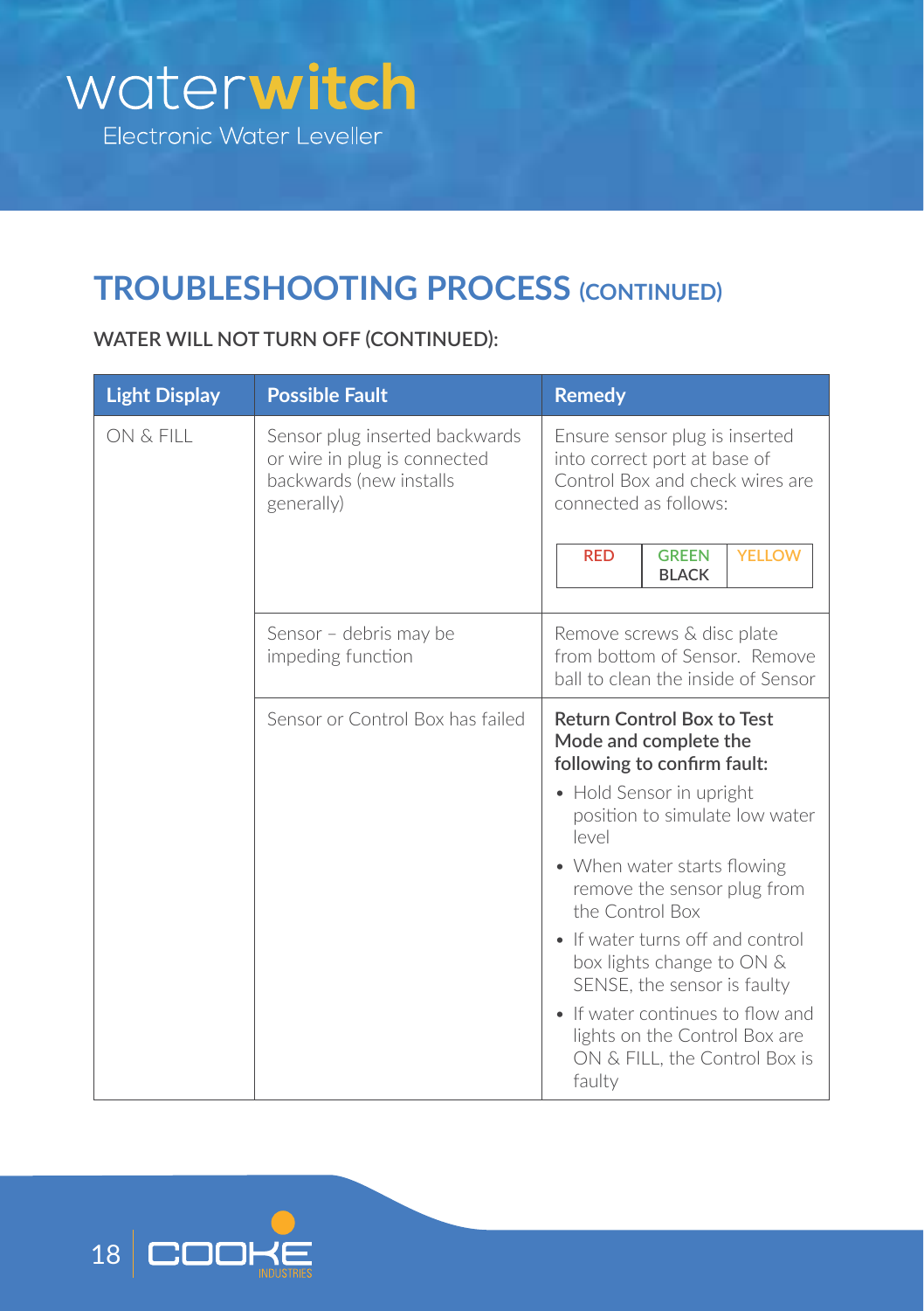## TROUBLESHOOTING PROCESS (CONTINUED)

**WATER WILL NOT TURN OFF (CONTINUED):**

| Light Display | Possible Fault | Remedy |
|---|---|---|
| ON & FILL | Sensor plug inserted backwards or wire in plug is connected backwards (new installs generally) | Ensure sensor plug is inserted into correct port at base of Control Box and check wires are connected as follows: RED / GREEN BLACK / YELLOW |
| | Sensor – debris may be impeding function | Remove screws & disc plate from bottom of Sensor. Remove ball to clean the inside of Sensor |
| | Sensor or Control Box has failed | **Return Control Box to Test Mode and complete the following to confirm fault:** <br>• Hold Sensor in upright position to simulate low water level <br>• When water starts flowing remove the sensor plug from the Control Box <br>• If water turns off and control box lights change to ON & SENSE, the sensor is faulty <br>• If water continues to flow and lights on the Control Box are ON & FILL, the Control Box is faulty |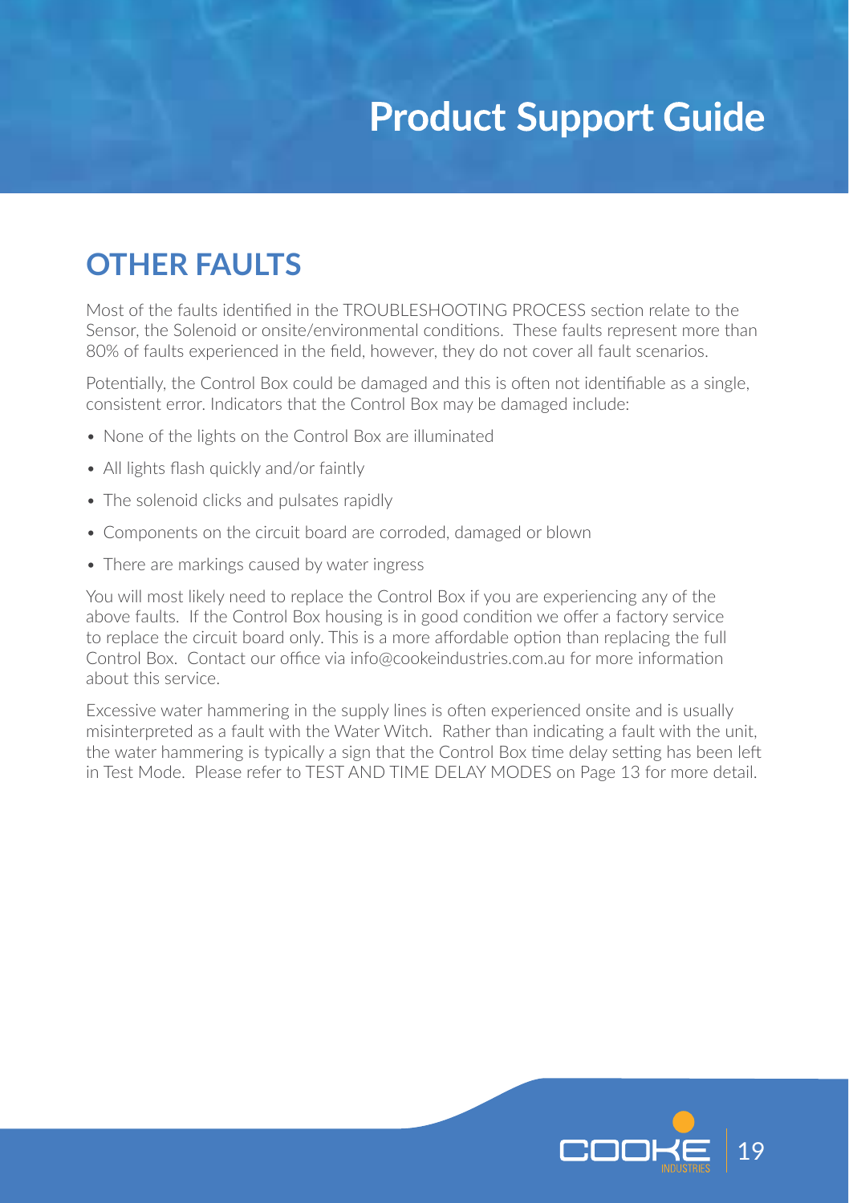## OTHER FAULTS

Most of the faults identified in the TROUBLESHOOTING PROCESS section relate to the Sensor, the Solenoid or onsite/environmental conditions. These faults represent more than 80% of faults experienced in the field, however, they do not cover all fault scenarios.

Potentially, the Control Box could be damaged and this is often not identifiable as a single, consistent error. Indicators that the Control Box may be damaged include:

- None of the lights on the Control Box are illuminated
- All lights flash quickly and/or faintly
- The solenoid clicks and pulsates rapidly
- Components on the circuit board are corroded, damaged or blown
- There are markings caused by water ingress

You will most likely need to replace the Control Box if you are experiencing any of the above faults. If the Control Box housing is in good condition we offer a factory service to replace the circuit board only. This is a more affordable option than replacing the full Control Box. Contact our office via info@cookeindustries.com.au for more information about this service.

Excessive water hammering in the supply lines is often experienced onsite and is usually misinterpreted as a fault with the Water Witch. Rather than indicating a fault with the unit, the water hammering is typically a sign that the Control Box time delay setting has been left in Test Mode. Please refer to TEST AND TIME DELAY MODES on Page 13 for more detail.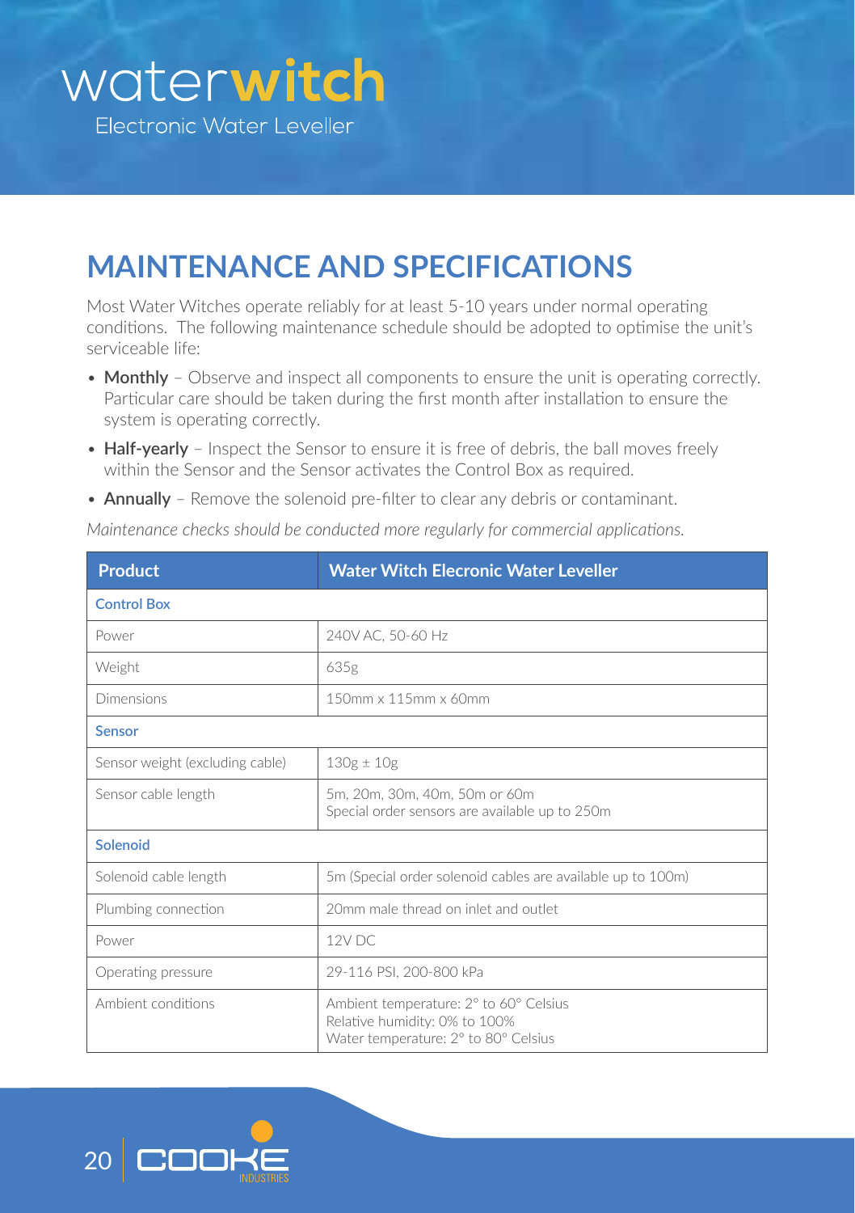# waterwitch

Electronic Water Leveller

## MAINTENANCE AND SPECIFICATIONS

Most Water Witches operate reliably for at least 5-10 years under normal operating conditions. The following maintenance schedule should be adopted to optimise the unit's serviceable life:

- **Monthly** – Observe and inspect all components to ensure the unit is operating correctly. Particular care should be taken during the first month after installation to ensure the system is operating correctly.
- **Half-yearly** – Inspect the Sensor to ensure it is free of debris, the ball moves freely within the Sensor and the Sensor activates the Control Box as required.
- **Annually** – Remove the solenoid pre-filter to clear any debris or contaminant.

*Maintenance checks should be conducted more regularly for commercial applications.*

| Product | Water Witch Elecronic Water Leveller |
|---|---|
| **Control Box** | |
| Power | 240V AC, 50-60 Hz |
| Weight | 635g |
| Dimensions | 150mm x 115mm x 60mm |
| **Sensor** | |
| Sensor weight (excluding cable) | 130g ± 10g |
| Sensor cable length | 5m, 20m, 30m, 40m, 50m or 60m<br>Special order sensors are available up to 250m |
| **Solenoid** | |
| Solenoid cable length | 5m (Special order solenoid cables are available up to 100m) |
| Plumbing connection | 20mm male thread on inlet and outlet |
| Power | 12V DC |
| Operating pressure | 29-116 PSI, 200-800 kPa |
| Ambient conditions | Ambient temperature: 2° to 60° Celsius<br>Relative humidity: 0% to 100%<br>Water temperature: 2° to 80° Celsius |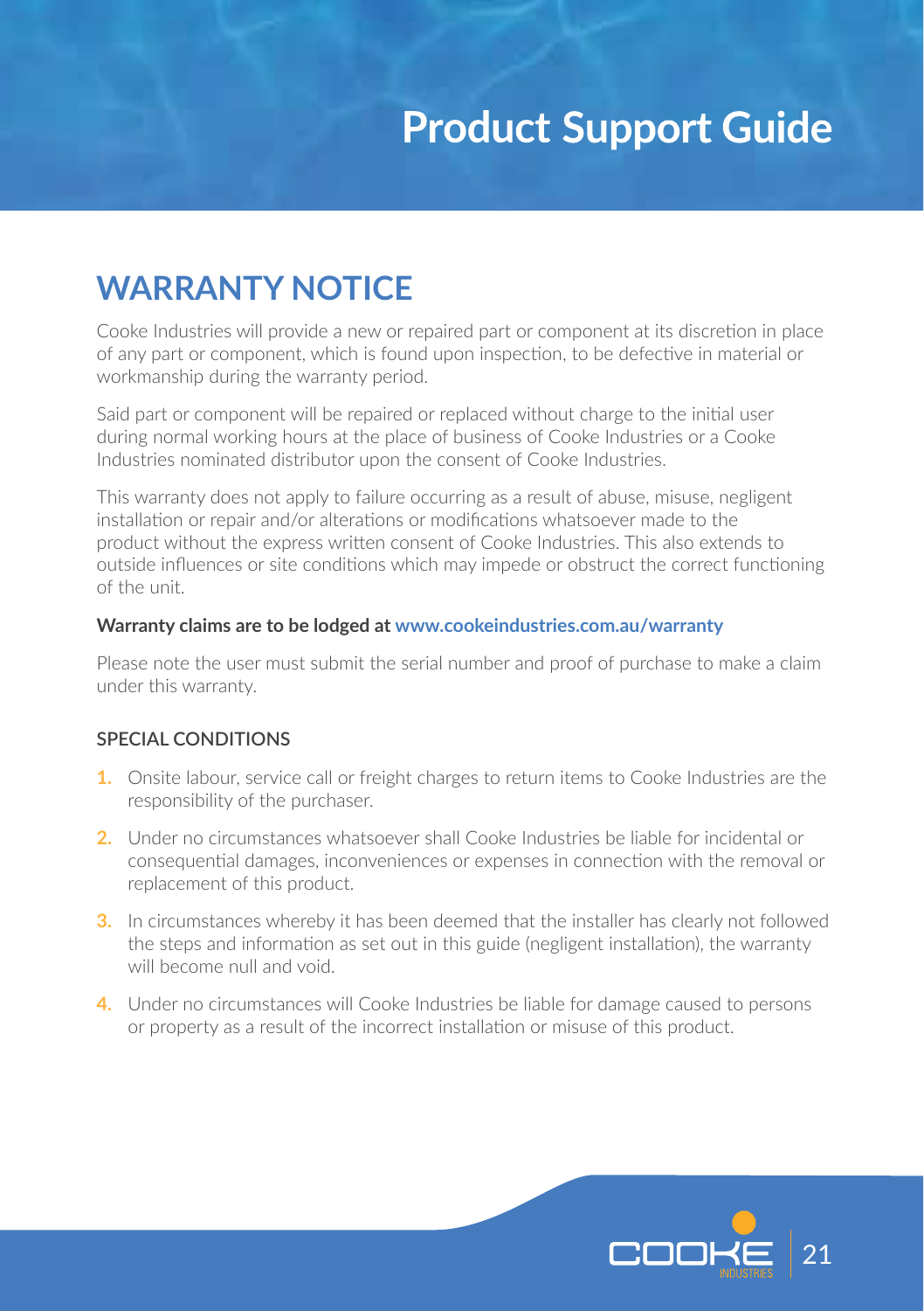# WARRANTY NOTICE

Cooke Industries will provide a new or repaired part or component at its discretion in place of any part or component, which is found upon inspection, to be defective in material or workmanship during the warranty period.

Said part or component will be repaired or replaced without charge to the initial user during normal working hours at the place of business of Cooke Industries or a Cooke Industries nominated distributor upon the consent of Cooke Industries.

This warranty does not apply to failure occurring as a result of abuse, misuse, negligent installation or repair and/or alterations or modifications whatsoever made to the product without the express written consent of Cooke Industries. This also extends to outside influences or site conditions which may impede or obstruct the correct functioning of the unit.

**Warranty claims are to be lodged at www.cookeindustries.com.au/warranty**

Please note the user must submit the serial number and proof of purchase to make a claim under this warranty.

### SPECIAL CONDITIONS

1. Onsite labour, service call or freight charges to return items to Cooke Industries are the responsibility of the purchaser.
2. Under no circumstances whatsoever shall Cooke Industries be liable for incidental or consequential damages, inconveniences or expenses in connection with the removal or replacement of this product.
3. In circumstances whereby it has been deemed that the installer has clearly not followed the steps and information as set out in this guide (negligent installation), the warranty will become null and void.
4. Under no circumstances will Cooke Industries be liable for damage caused to persons or property as a result of the incorrect installation or misuse of this product.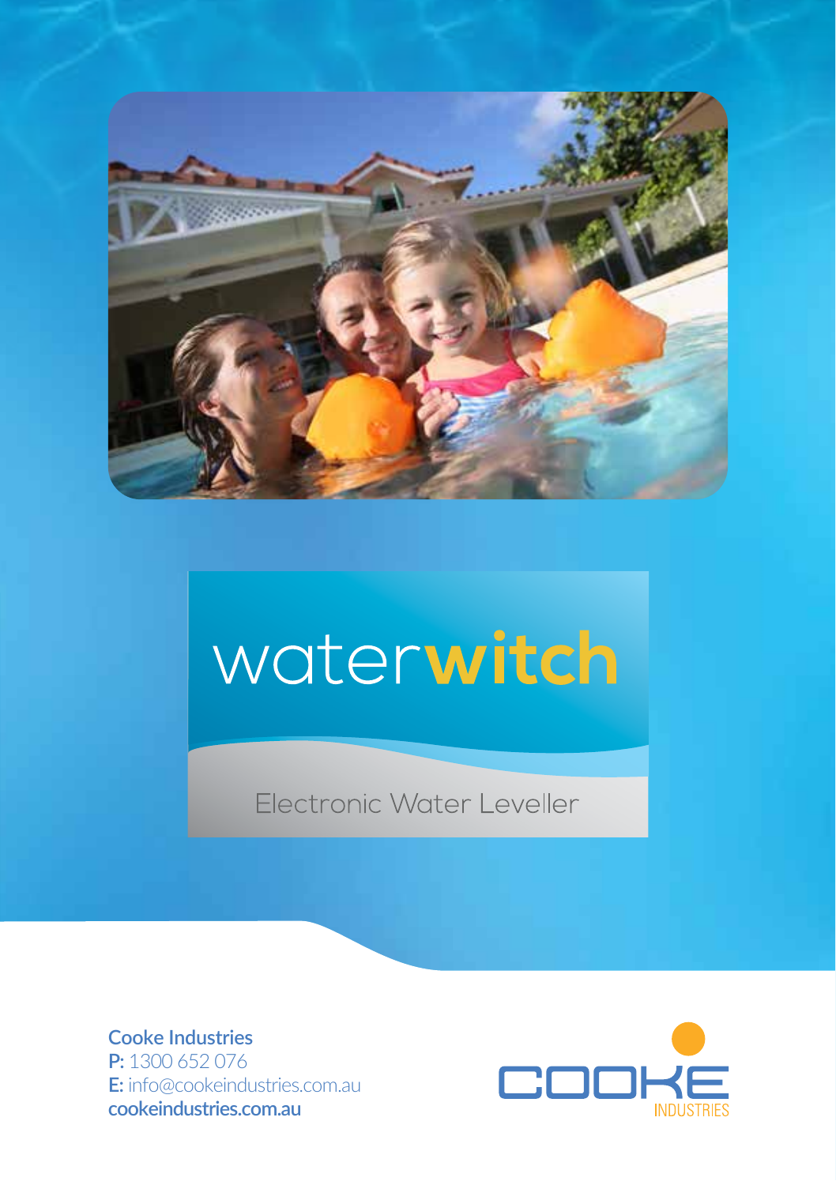# waterwitch

Electronic Water Leveller

**Cooke Industries**
**P:** 1300 652 076
**E:** info@cookeindustries.com.au
**cookeindustries.com.au**

COOKE INDUSTRIES